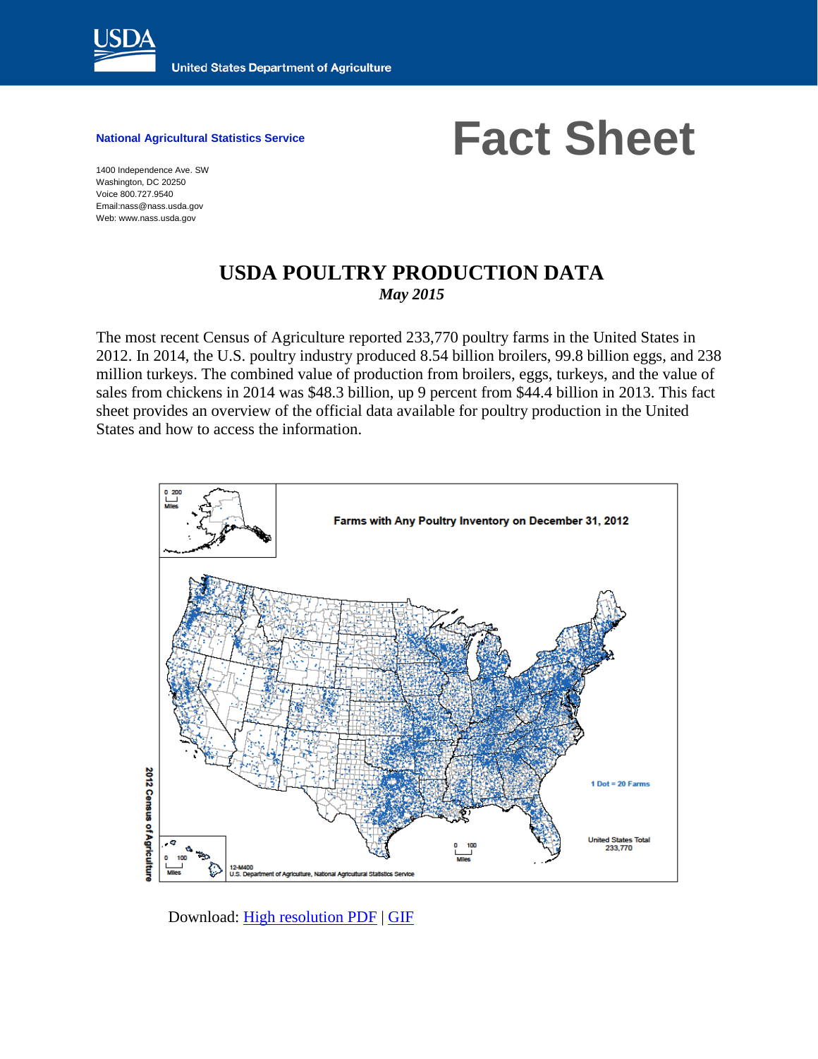United States Department of Agriculture

**National Agricultural Statistics Service**

1400 Independence Ave. SW
Washington, DC 20250
Voice 800.727.9540
Email:nass@nass.usda.gov
Web: www.nass.usda.gov

# Fact Sheet

## USDA POULTRY PRODUCTION DATA

*May 2015*

The most recent Census of Agriculture reported 233,770 poultry farms in the United States in 2012. In 2014, the U.S. poultry industry produced 8.54 billion broilers, 99.8 billion eggs, and 238 million turkeys. The combined value of production from broilers, eggs, turkeys, and the value of sales from chickens in 2014 was $48.3 billion, up 9 percent from $44.4 billion in 2013. This fact sheet provides an overview of the official data available for poultry production in the United States and how to access the information.

Farms with Any Poultry Inventory on December 31, 2012

1 Dot = 20 Farms

United States Total 233,770

12-M400
U.S. Department of Agriculture, National Agricultural Statistics Service

2012 Census of Agriculture

Download: [High resolution PDF](#) | [GIF](#)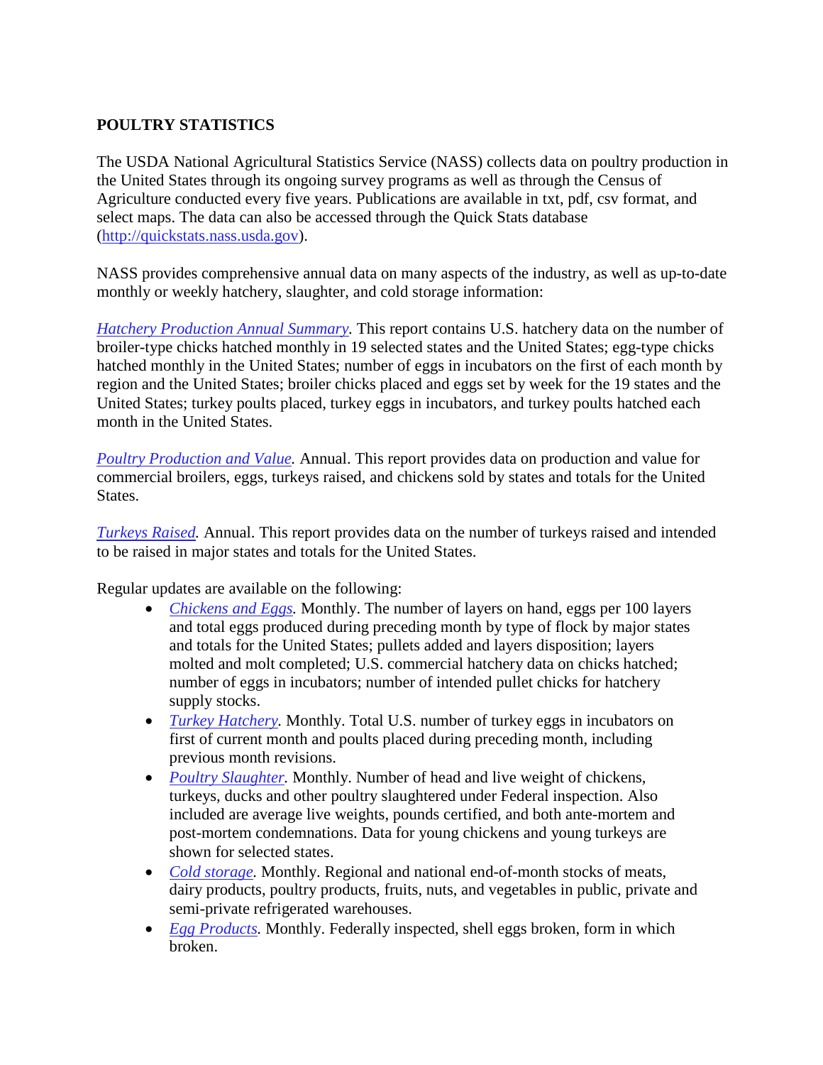## POULTRY STATISTICS

The USDA National Agricultural Statistics Service (NASS) collects data on poultry production in the United States through its ongoing survey programs as well as through the Census of Agriculture conducted every five years. Publications are available in txt, pdf, csv format, and select maps. The data can also be accessed through the Quick Stats database (http://quickstats.nass.usda.gov).

NASS provides comprehensive annual data on many aspects of the industry, as well as up-to-date monthly or weekly hatchery, slaughter, and cold storage information:

*Hatchery Production Annual Summary.* This report contains U.S. hatchery data on the number of broiler-type chicks hatched monthly in 19 selected states and the United States; egg-type chicks hatched monthly in the United States; number of eggs in incubators on the first of each month by region and the United States; broiler chicks placed and eggs set by week for the 19 states and the United States; turkey poults placed, turkey eggs in incubators, and turkey poults hatched each month in the United States.

*Poultry Production and Value.* Annual. This report provides data on production and value for commercial broilers, eggs, turkeys raised, and chickens sold by states and totals for the United States.

*Turkeys Raised.* Annual. This report provides data on the number of turkeys raised and intended to be raised in major states and totals for the United States.

Regular updates are available on the following:

- *Chickens and Eggs.* Monthly. The number of layers on hand, eggs per 100 layers and total eggs produced during preceding month by type of flock by major states and totals for the United States; pullets added and layers disposition; layers molted and molt completed; U.S. commercial hatchery data on chicks hatched; number of eggs in incubators; number of intended pullet chicks for hatchery supply stocks.
- *Turkey Hatchery.* Monthly. Total U.S. number of turkey eggs in incubators on first of current month and poults placed during preceding month, including previous month revisions.
- *Poultry Slaughter.* Monthly. Number of head and live weight of chickens, turkeys, ducks and other poultry slaughtered under Federal inspection. Also included are average live weights, pounds certified, and both ante-mortem and post-mortem condemnations. Data for young chickens and young turkeys are shown for selected states.
- *Cold storage.* Monthly. Regional and national end-of-month stocks of meats, dairy products, poultry products, fruits, nuts, and vegetables in public, private and semi-private refrigerated warehouses.
- *Egg Products.* Monthly. Federally inspected, shell eggs broken, form in which broken.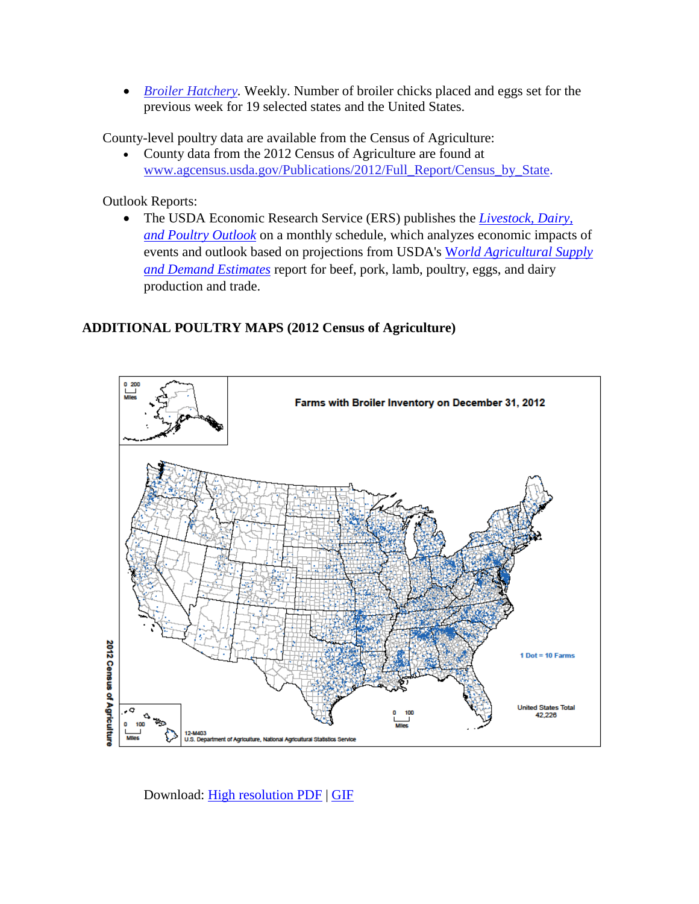- *Broiler Hatchery*. Weekly. Number of broiler chicks placed and eggs set for the previous week for 19 selected states and the United States.

County-level poultry data are available from the Census of Agriculture:

- County data from the 2012 Census of Agriculture are found at www.agcensus.usda.gov/Publications/2012/Full_Report/Census_by_State.

Outlook Reports:

- The USDA Economic Research Service (ERS) publishes the *Livestock, Dairy, and Poultry Outlook* on a monthly schedule, which analyzes economic impacts of events and outlook based on projections from USDA's *World Agricultural Supply and Demand Estimates* report for beef, pork, lamb, poultry, eggs, and dairy production and trade.

**ADDITIONAL POULTRY MAPS (2012 Census of Agriculture)**

Farms with Broiler Inventory on December 31, 2012

1 Dot = 10 Farms

United States Total 42,226

12-M403
U.S. Department of Agriculture, National Agricultural Statistics Service

2012 Census of Agriculture

Download: High resolution PDF | GIF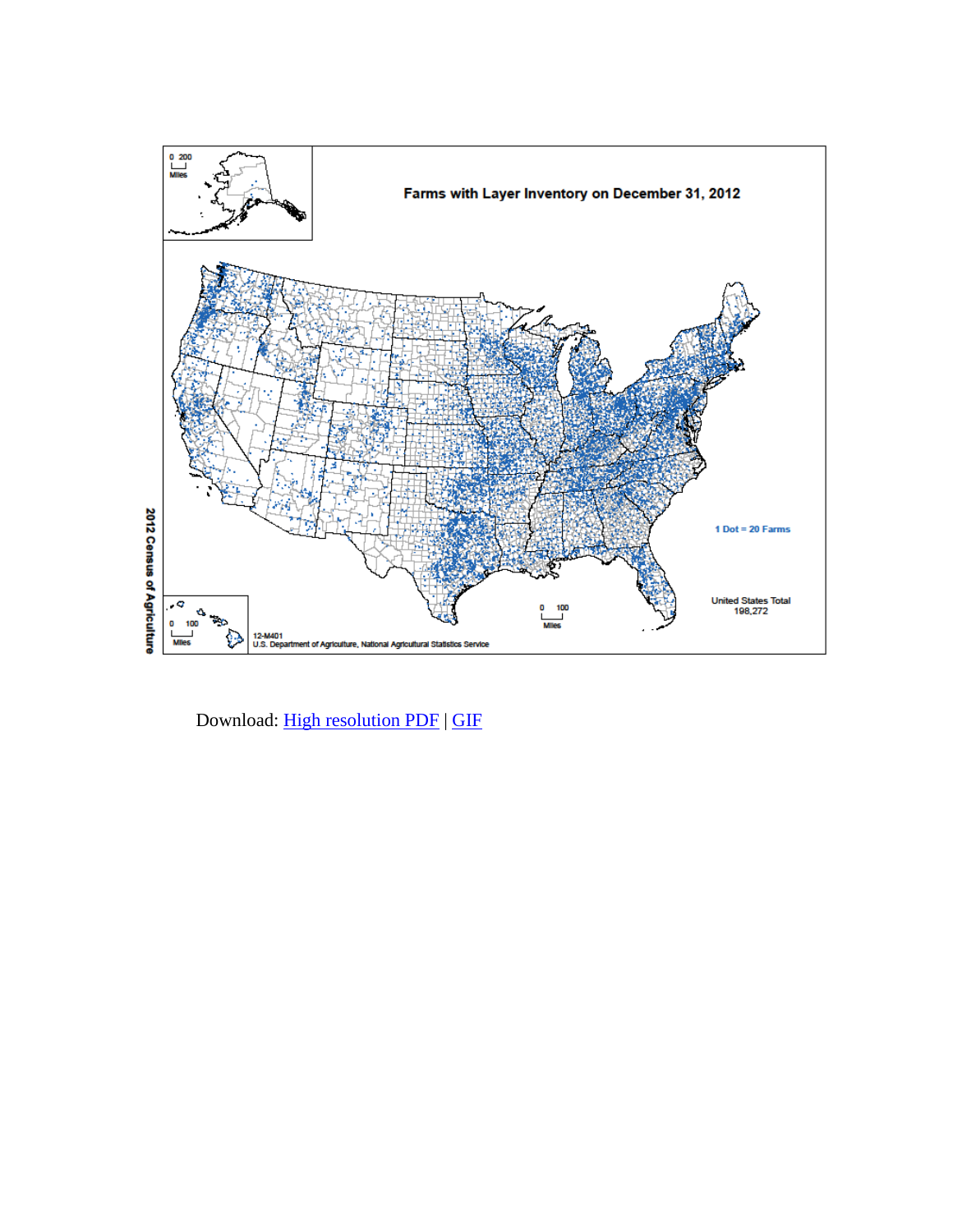**Farms with Layer Inventory on December 31, 2012**

1 Dot = 20 Farms

United States Total
198,272

12-M401
U.S. Department of Agriculture, National Agricultural Statistics Service

2012 Census of Agriculture

Download: [High resolution PDF](#) | [GIF](#)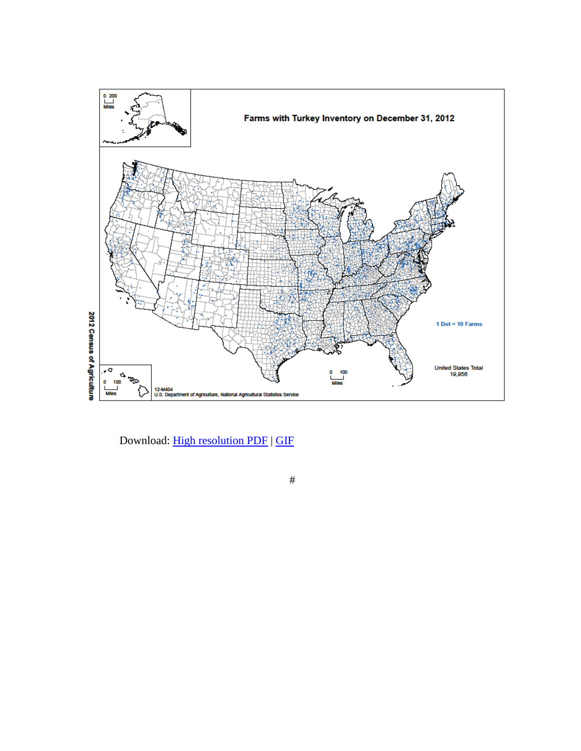Farms with Turkey Inventory on December 31, 2012

1 Dot = 10 Farms

United States Total
19,956

12-M404
U.S. Department of Agriculture, National Agricultural Statistics Service

2012 Census of Agriculture

Download: High resolution PDF | GIF

#